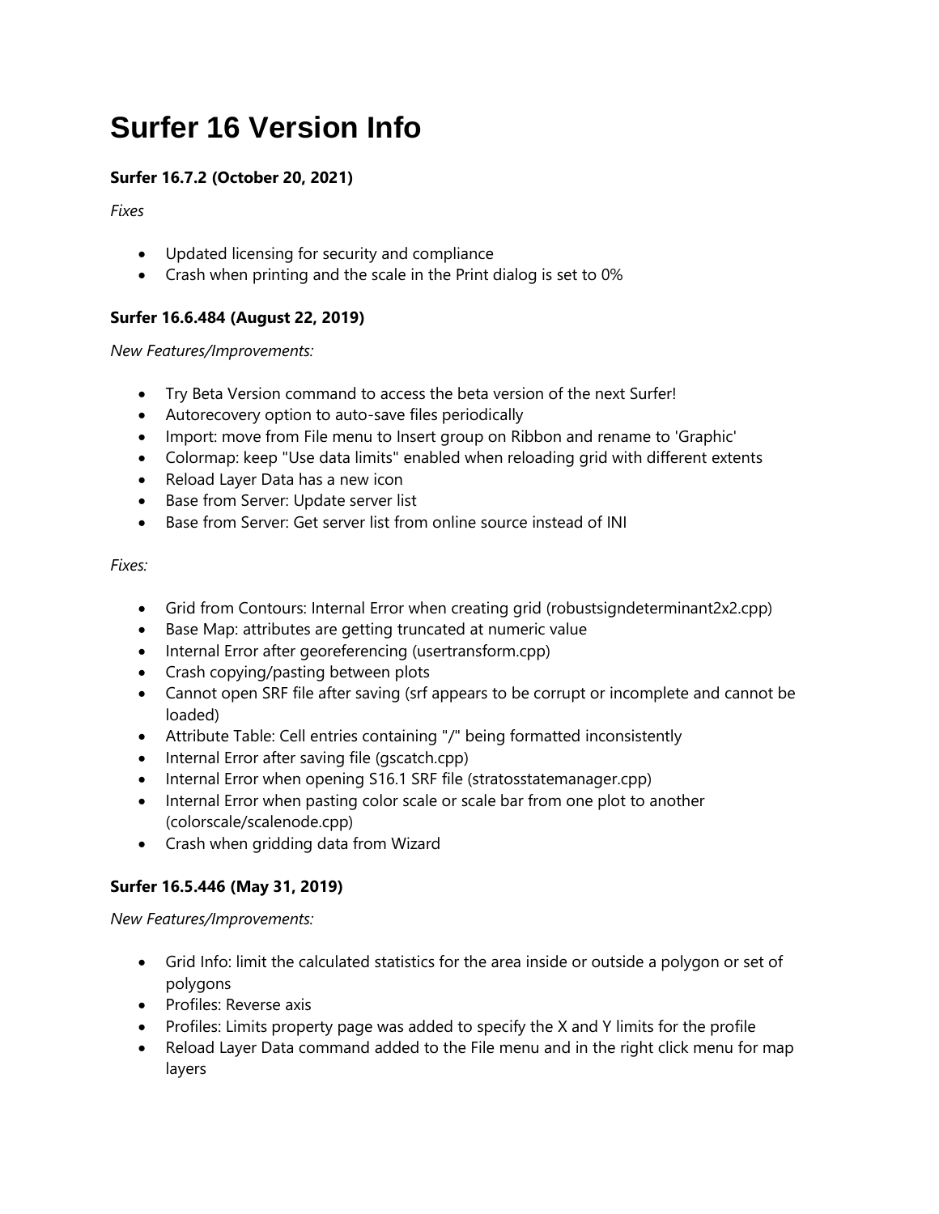# Surfer 16 Version Info

### Surfer 16.7.2 (October 20, 2021)

*Fixes*

- Updated licensing for security and compliance
- Crash when printing and the scale in the Print dialog is set to 0%

### Surfer 16.6.484 (August 22, 2019)

*New Features/Improvements:*

- Try Beta Version command to access the beta version of the next Surfer!
- Autorecovery option to auto-save files periodically
- Import: move from File menu to Insert group on Ribbon and rename to 'Graphic'
- Colormap: keep "Use data limits" enabled when reloading grid with different extents
- Reload Layer Data has a new icon
- Base from Server: Update server list
- Base from Server: Get server list from online source instead of INI

*Fixes:*

- Grid from Contours: Internal Error when creating grid (robustsigndeterminant2x2.cpp)
- Base Map: attributes are getting truncated at numeric value
- Internal Error after georeferencing (usertransform.cpp)
- Crash copying/pasting between plots
- Cannot open SRF file after saving (srf appears to be corrupt or incomplete and cannot be loaded)
- Attribute Table: Cell entries containing "/" being formatted inconsistently
- Internal Error after saving file (gscatch.cpp)
- Internal Error when opening S16.1 SRF file (stratosstatemanager.cpp)
- Internal Error when pasting color scale or scale bar from one plot to another (colorscale/scalenode.cpp)
- Crash when gridding data from Wizard

### Surfer 16.5.446 (May 31, 2019)

*New Features/Improvements:*

- Grid Info: limit the calculated statistics for the area inside or outside a polygon or set of polygons
- Profiles: Reverse axis
- Profiles: Limits property page was added to specify the X and Y limits for the profile
- Reload Layer Data command added to the File menu and in the right click menu for map layers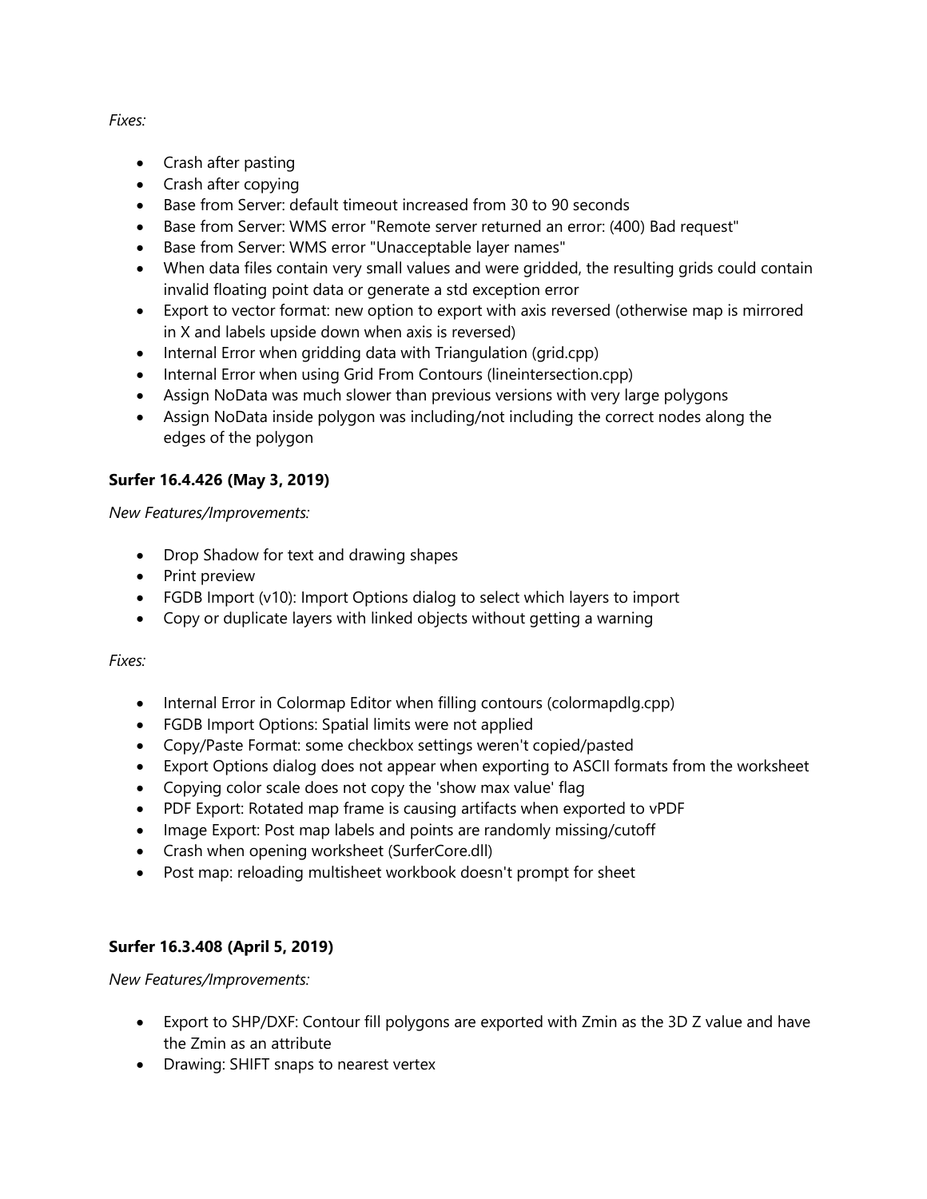*Fixes:*

- Crash after pasting
- Crash after copying
- Base from Server: default timeout increased from 30 to 90 seconds
- Base from Server: WMS error "Remote server returned an error: (400) Bad request"
- Base from Server: WMS error "Unacceptable layer names"
- When data files contain very small values and were gridded, the resulting grids could contain invalid floating point data or generate a std exception error
- Export to vector format: new option to export with axis reversed (otherwise map is mirrored in X and labels upside down when axis is reversed)
- Internal Error when gridding data with Triangulation (grid.cpp)
- Internal Error when using Grid From Contours (lineintersection.cpp)
- Assign NoData was much slower than previous versions with very large polygons
- Assign NoData inside polygon was including/not including the correct nodes along the edges of the polygon

**Surfer 16.4.426 (May 3, 2019)**

*New Features/Improvements:*

- Drop Shadow for text and drawing shapes
- Print preview
- FGDB Import (v10): Import Options dialog to select which layers to import
- Copy or duplicate layers with linked objects without getting a warning

*Fixes:*

- Internal Error in Colormap Editor when filling contours (colormapdlg.cpp)
- FGDB Import Options: Spatial limits were not applied
- Copy/Paste Format: some checkbox settings weren't copied/pasted
- Export Options dialog does not appear when exporting to ASCII formats from the worksheet
- Copying color scale does not copy the 'show max value' flag
- PDF Export: Rotated map frame is causing artifacts when exported to vPDF
- Image Export: Post map labels and points are randomly missing/cutoff
- Crash when opening worksheet (SurferCore.dll)
- Post map: reloading multisheet workbook doesn't prompt for sheet

**Surfer 16.3.408 (April 5, 2019)**

*New Features/Improvements:*

- Export to SHP/DXF: Contour fill polygons are exported with Zmin as the 3D Z value and have the Zmin as an attribute
- Drawing: SHIFT snaps to nearest vertex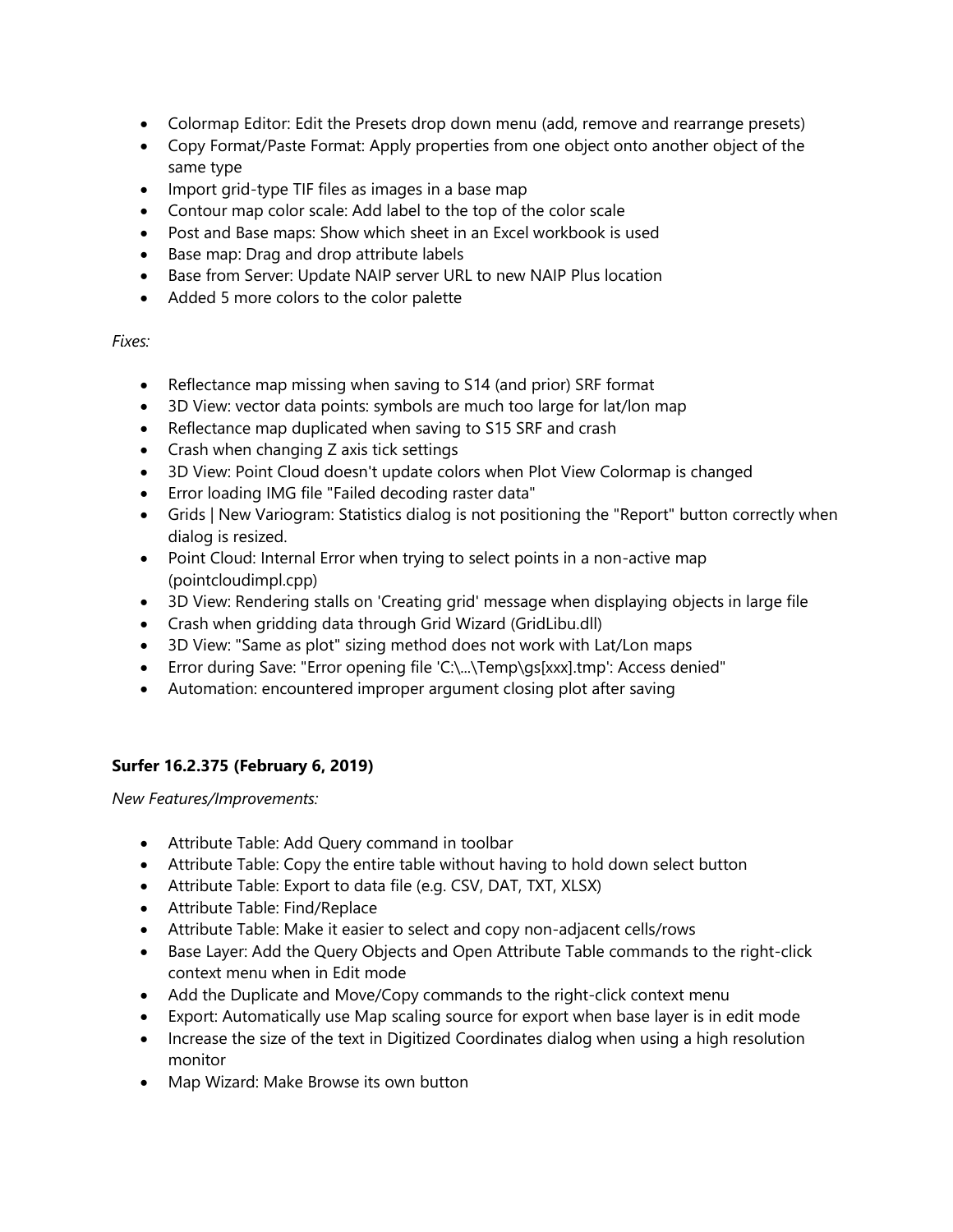- Colormap Editor: Edit the Presets drop down menu (add, remove and rearrange presets)
- Copy Format/Paste Format: Apply properties from one object onto another object of the same type
- Import grid-type TIF files as images in a base map
- Contour map color scale: Add label to the top of the color scale
- Post and Base maps: Show which sheet in an Excel workbook is used
- Base map: Drag and drop attribute labels
- Base from Server: Update NAIP server URL to new NAIP Plus location
- Added 5 more colors to the color palette

*Fixes:*

- Reflectance map missing when saving to S14 (and prior) SRF format
- 3D View: vector data points: symbols are much too large for lat/lon map
- Reflectance map duplicated when saving to S15 SRF and crash
- Crash when changing Z axis tick settings
- 3D View: Point Cloud doesn't update colors when Plot View Colormap is changed
- Error loading IMG file "Failed decoding raster data"
- Grids | New Variogram: Statistics dialog is not positioning the "Report" button correctly when dialog is resized.
- Point Cloud: Internal Error when trying to select points in a non-active map (pointcloudimpl.cpp)
- 3D View: Rendering stalls on 'Creating grid' message when displaying objects in large file
- Crash when gridding data through Grid Wizard (GridLibu.dll)
- 3D View: "Same as plot" sizing method does not work with Lat/Lon maps
- Error during Save: "Error opening file 'C:\...\Temp\gs[xxx].tmp': Access denied"
- Automation: encountered improper argument closing plot after saving

**Surfer 16.2.375 (February 6, 2019)**

*New Features/Improvements:*

- Attribute Table: Add Query command in toolbar
- Attribute Table: Copy the entire table without having to hold down select button
- Attribute Table: Export to data file (e.g. CSV, DAT, TXT, XLSX)
- Attribute Table: Find/Replace
- Attribute Table: Make it easier to select and copy non-adjacent cells/rows
- Base Layer: Add the Query Objects and Open Attribute Table commands to the right-click context menu when in Edit mode
- Add the Duplicate and Move/Copy commands to the right-click context menu
- Export: Automatically use Map scaling source for export when base layer is in edit mode
- Increase the size of the text in Digitized Coordinates dialog when using a high resolution monitor
- Map Wizard: Make Browse its own button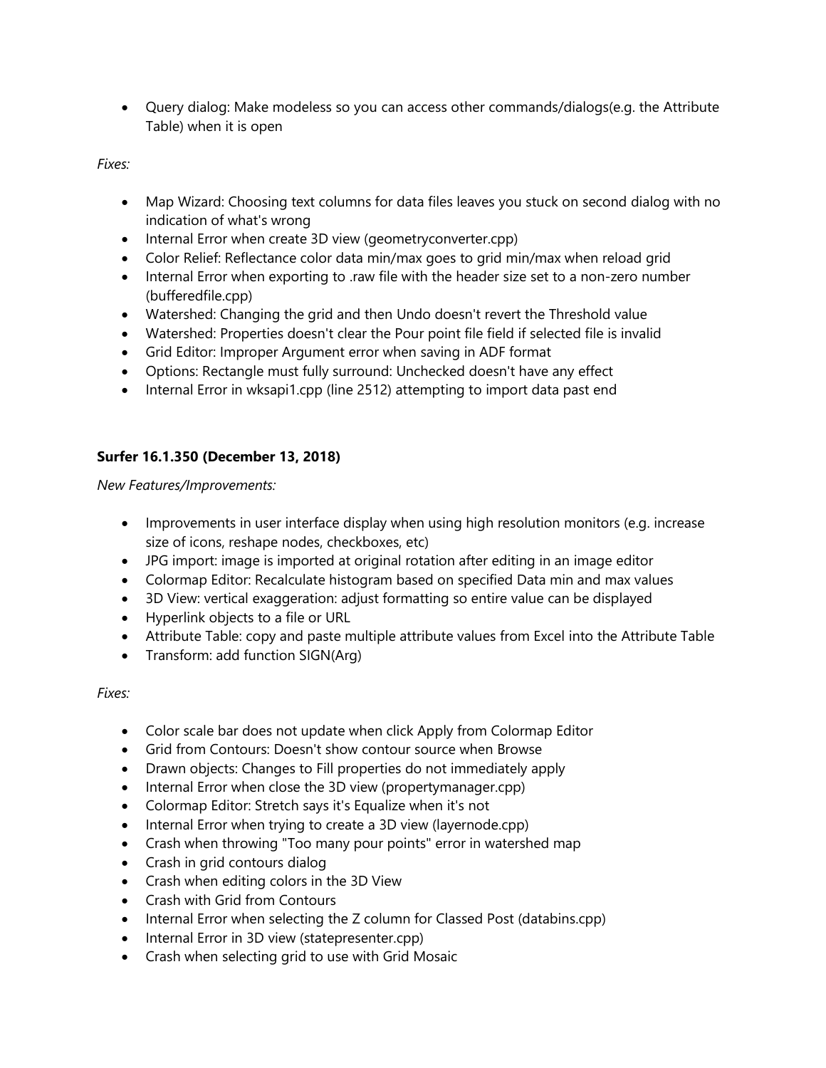- Query dialog: Make modeless so you can access other commands/dialogs(e.g. the Attribute Table) when it is open

*Fixes:*

- Map Wizard: Choosing text columns for data files leaves you stuck on second dialog with no indication of what's wrong
- Internal Error when create 3D view (geometryconverter.cpp)
- Color Relief: Reflectance color data min/max goes to grid min/max when reload grid
- Internal Error when exporting to .raw file with the header size set to a non-zero number (bufferedfile.cpp)
- Watershed: Changing the grid and then Undo doesn't revert the Threshold value
- Watershed: Properties doesn't clear the Pour point file field if selected file is invalid
- Grid Editor: Improper Argument error when saving in ADF format
- Options: Rectangle must fully surround: Unchecked doesn't have any effect
- Internal Error in wksapi1.cpp (line 2512) attempting to import data past end

**Surfer 16.1.350 (December 13, 2018)**

*New Features/Improvements:*

- Improvements in user interface display when using high resolution monitors (e.g. increase size of icons, reshape nodes, checkboxes, etc)
- JPG import: image is imported at original rotation after editing in an image editor
- Colormap Editor: Recalculate histogram based on specified Data min and max values
- 3D View: vertical exaggeration: adjust formatting so entire value can be displayed
- Hyperlink objects to a file or URL
- Attribute Table: copy and paste multiple attribute values from Excel into the Attribute Table
- Transform: add function SIGN(Arg)

*Fixes:*

- Color scale bar does not update when click Apply from Colormap Editor
- Grid from Contours: Doesn't show contour source when Browse
- Drawn objects: Changes to Fill properties do not immediately apply
- Internal Error when close the 3D view (propertymanager.cpp)
- Colormap Editor: Stretch says it's Equalize when it's not
- Internal Error when trying to create a 3D view (layernode.cpp)
- Crash when throwing "Too many pour points" error in watershed map
- Crash in grid contours dialog
- Crash when editing colors in the 3D View
- Crash with Grid from Contours
- Internal Error when selecting the Z column for Classed Post (databins.cpp)
- Internal Error in 3D view (statepresenter.cpp)
- Crash when selecting grid to use with Grid Mosaic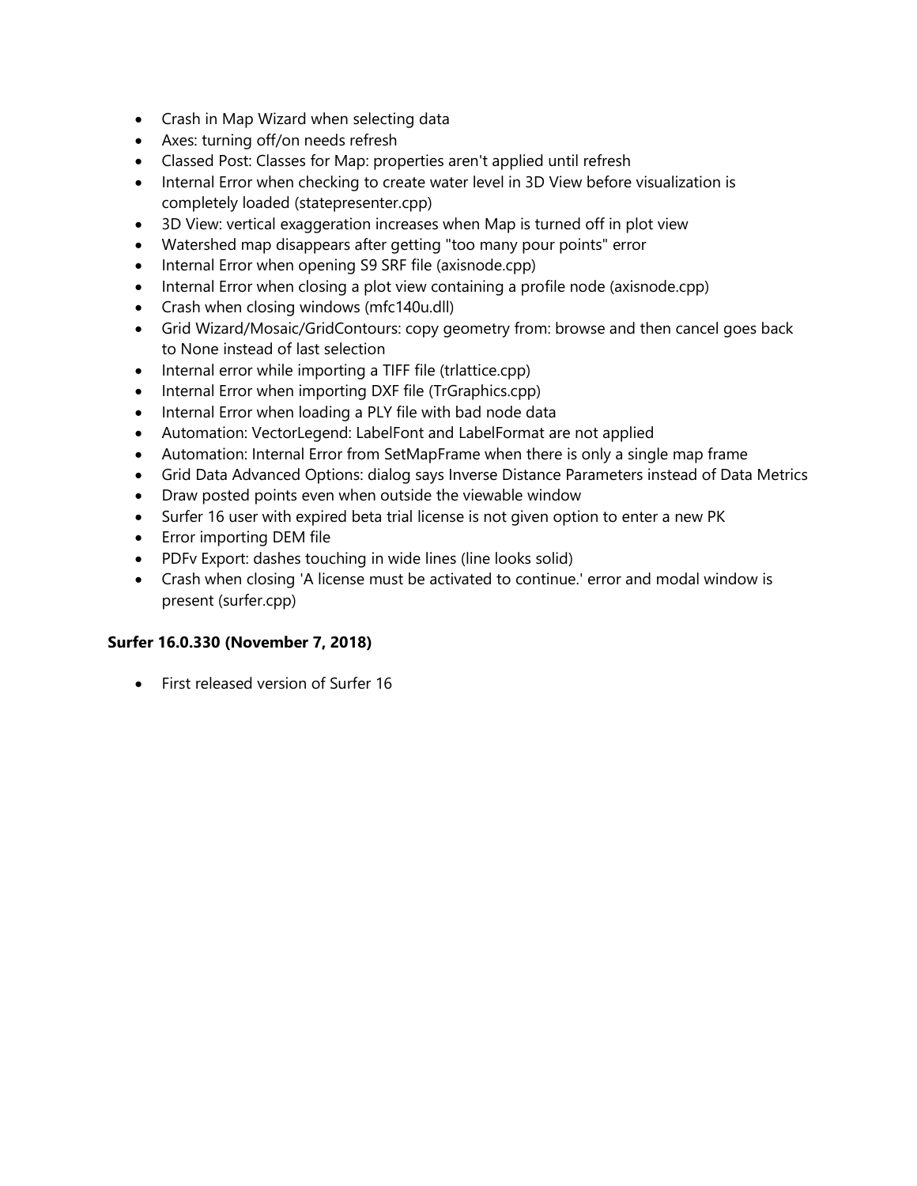- Crash in Map Wizard when selecting data
- Axes: turning off/on needs refresh
- Classed Post: Classes for Map: properties aren't applied until refresh
- Internal Error when checking to create water level in 3D View before visualization is completely loaded (statepresenter.cpp)
- 3D View: vertical exaggeration increases when Map is turned off in plot view
- Watershed map disappears after getting "too many pour points" error
- Internal Error when opening S9 SRF file (axisnode.cpp)
- Internal Error when closing a plot view containing a profile node (axisnode.cpp)
- Crash when closing windows (mfc140u.dll)
- Grid Wizard/Mosaic/GridContours: copy geometry from: browse and then cancel goes back to None instead of last selection
- Internal error while importing a TIFF file (trlattice.cpp)
- Internal Error when importing DXF file (TrGraphics.cpp)
- Internal Error when loading a PLY file with bad node data
- Automation: VectorLegend: LabelFont and LabelFormat are not applied
- Automation: Internal Error from SetMapFrame when there is only a single map frame
- Grid Data Advanced Options: dialog says Inverse Distance Parameters instead of Data Metrics
- Draw posted points even when outside the viewable window
- Surfer 16 user with expired beta trial license is not given option to enter a new PK
- Error importing DEM file
- PDFv Export: dashes touching in wide lines (line looks solid)
- Crash when closing 'A license must be activated to continue.' error and modal window is present (surfer.cpp)

**Surfer 16.0.330 (November 7, 2018)**

- First released version of Surfer 16